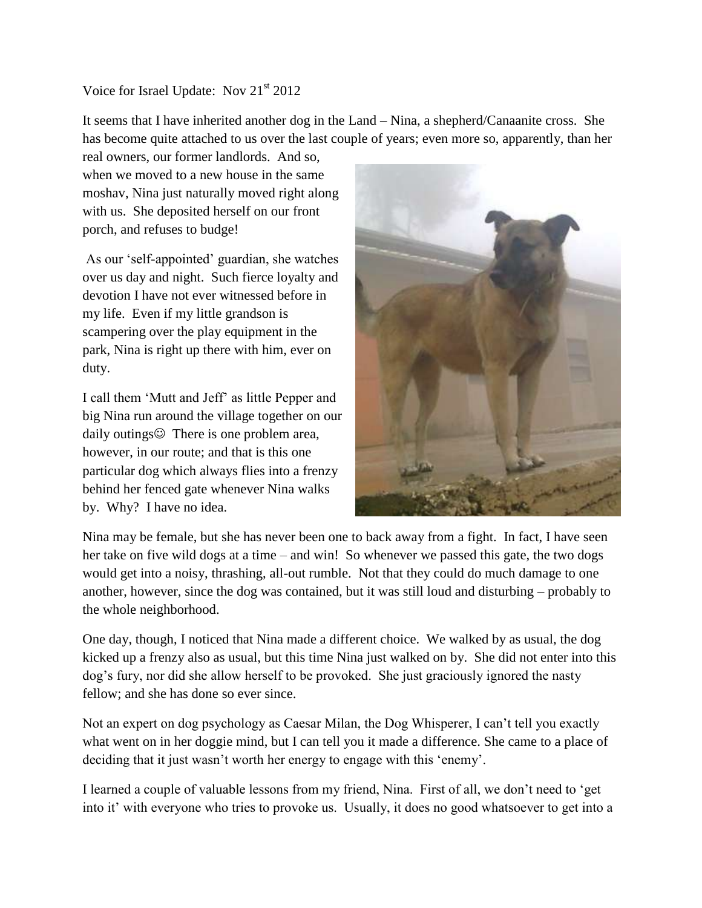Voice for Israel Update: Nov 21st 2012

It seems that I have inherited another dog in the Land – Nina, a shepherd/Canaanite cross. She has become quite attached to us over the last couple of years; even more so, apparently, than her real owners, our former landlords. And so, when we moved to a new house in the same moshav, Nina just naturally moved right along with us. She deposited herself on our front porch, and refuses to budge!

As our 'self-appointed' guardian, she watches over us day and night. Such fierce loyalty and devotion I have not ever witnessed before in my life. Even if my little grandson is scampering over the play equipment in the park, Nina is right up there with him, ever on duty.

I call them 'Mutt and Jeff' as little Pepper and big Nina run around the village together on our daily outings☺ There is one problem area, however, in our route; and that is this one particular dog which always flies into a frenzy behind her fenced gate whenever Nina walks by. Why? I have no idea.

Nina may be female, but she has never been one to back away from a fight. In fact, I have seen her take on five wild dogs at a time – and win! So whenever we passed this gate, the two dogs would get into a noisy, thrashing, all-out rumble. Not that they could do much damage to one another, however, since the dog was contained, but it was still loud and disturbing – probably to the whole neighborhood.

One day, though, I noticed that Nina made a different choice. We walked by as usual, the dog kicked up a frenzy also as usual, but this time Nina just walked on by. She did not enter into this dog's fury, nor did she allow herself to be provoked. She just graciously ignored the nasty fellow; and she has done so ever since.

Not an expert on dog psychology as Caesar Milan, the Dog Whisperer, I can't tell you exactly what went on in her doggie mind, but I can tell you it made a difference. She came to a place of deciding that it just wasn't worth her energy to engage with this 'enemy'.

I learned a couple of valuable lessons from my friend, Nina. First of all, we don't need to 'get into it' with everyone who tries to provoke us. Usually, it does no good whatsoever to get into a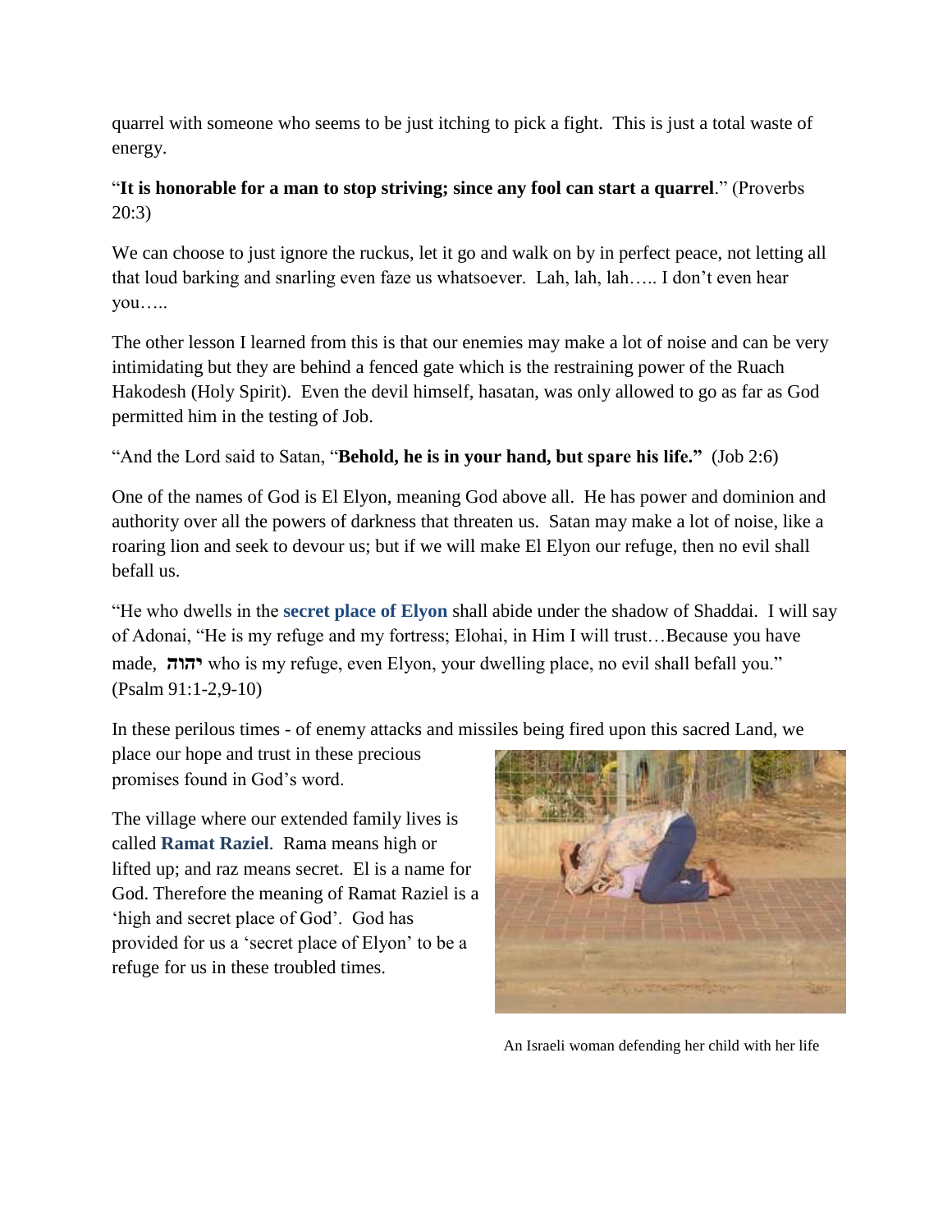quarrel with someone who seems to be just itching to pick a fight.  This is just a total waste of energy.

"**It is honorable for a man to stop striving; since any fool can start a quarrel**." (Proverbs 20:3)

We can choose to just ignore the ruckus, let it go and walk on by in perfect peace, not letting all that loud barking and snarling even faze us whatsoever.  Lah, lah, lah….. I don't even hear you…..

The other lesson I learned from this is that our enemies may make a lot of noise and can be very intimidating but they are behind a fenced gate which is the restraining power of the Ruach Hakodesh (Holy Spirit).  Even the devil himself, hasatan, was only allowed to go as far as God permitted him in the testing of Job.

"And the Lord said to Satan, "**Behold, he is in your hand, but spare his life."**  (Job 2:6)

One of the names of God is El Elyon, meaning God above all.  He has power and dominion and authority over all the powers of darkness that threaten us.  Satan may make a lot of noise, like a roaring lion and seek to devour us; but if we will make El Elyon our refuge, then no evil shall befall us.

"He who dwells in the **secret place of Elyon** shall abide under the shadow of Shaddai.  I will say of Adonai, "He is my refuge and my fortress; Elohai, in Him I will trust…Because you have made, **יהוה** who is my refuge, even Elyon, your dwelling place, no evil shall befall you." (Psalm 91:1-2,9-10)

In these perilous times - of enemy attacks and missiles being fired upon this sacred Land, we place our hope and trust in these precious promises found in God's word.

The village where our extended family lives is called **Ramat Raziel**.  Rama means high or lifted up; and raz means secret.  El is a name for God. Therefore the meaning of Ramat Raziel is a 'high and secret place of God'.  God has provided for us a 'secret place of Elyon' to be a refuge for us in these troubled times.

An Israeli woman defending her child with her life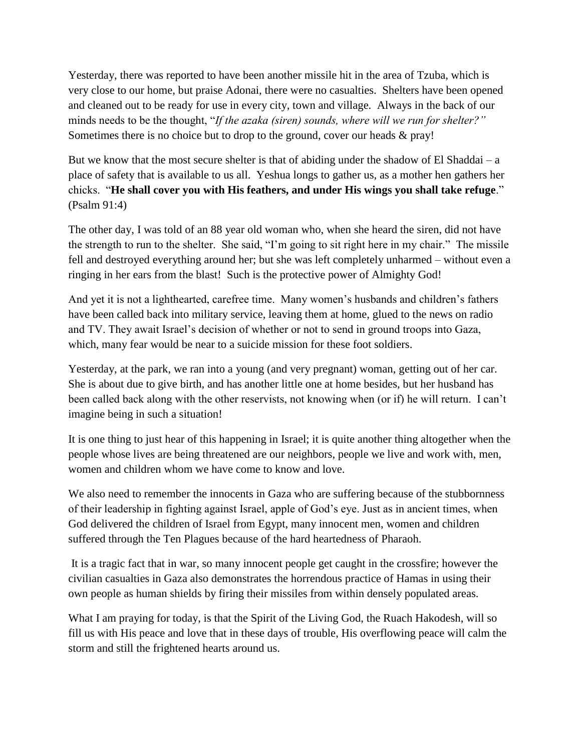Yesterday, there was reported to have been another missile hit in the area of Tzuba, which is very close to our home, but praise Adonai, there were no casualties. Shelters have been opened and cleaned out to be ready for use in every city, town and village. Always in the back of our minds needs to be the thought, "*If the azaka (siren) sounds, where will we run for shelter?"* Sometimes there is no choice but to drop to the ground, cover our heads & pray!

But we know that the most secure shelter is that of abiding under the shadow of El Shaddai – a place of safety that is available to us all. Yeshua longs to gather us, as a mother hen gathers her chicks. "**He shall cover you with His feathers, and under His wings you shall take refuge**." (Psalm 91:4)

The other day, I was told of an 88 year old woman who, when she heard the siren, did not have the strength to run to the shelter. She said, "I'm going to sit right here in my chair." The missile fell and destroyed everything around her; but she was left completely unharmed – without even a ringing in her ears from the blast! Such is the protective power of Almighty God!

And yet it is not a lighthearted, carefree time. Many women's husbands and children's fathers have been called back into military service, leaving them at home, glued to the news on radio and TV. They await Israel's decision of whether or not to send in ground troops into Gaza, which, many fear would be near to a suicide mission for these foot soldiers.

Yesterday, at the park, we ran into a young (and very pregnant) woman, getting out of her car. She is about due to give birth, and has another little one at home besides, but her husband has been called back along with the other reservists, not knowing when (or if) he will return. I can't imagine being in such a situation!

It is one thing to just hear of this happening in Israel; it is quite another thing altogether when the people whose lives are being threatened are our neighbors, people we live and work with, men, women and children whom we have come to know and love.

We also need to remember the innocents in Gaza who are suffering because of the stubbornness of their leadership in fighting against Israel, apple of God's eye. Just as in ancient times, when God delivered the children of Israel from Egypt, many innocent men, women and children suffered through the Ten Plagues because of the hard heartedness of Pharaoh.

It is a tragic fact that in war, so many innocent people get caught in the crossfire; however the civilian casualties in Gaza also demonstrates the horrendous practice of Hamas in using their own people as human shields by firing their missiles from within densely populated areas.

What I am praying for today, is that the Spirit of the Living God, the Ruach Hakodesh, will so fill us with His peace and love that in these days of trouble, His overflowing peace will calm the storm and still the frightened hearts around us.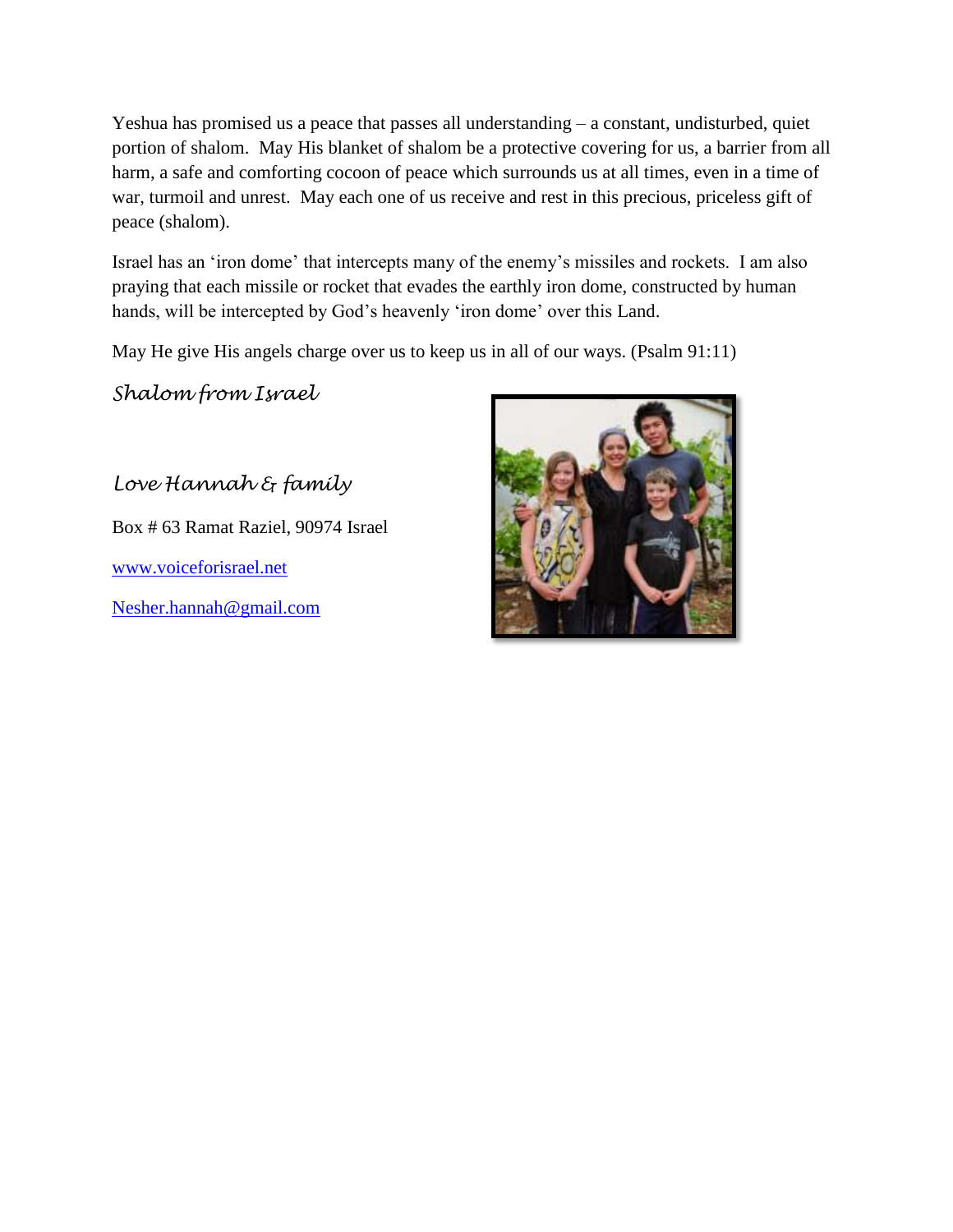Yeshua has promised us a peace that passes all understanding – a constant, undisturbed, quiet portion of shalom. May His blanket of shalom be a protective covering for us, a barrier from all harm, a safe and comforting cocoon of peace which surrounds us at all times, even in a time of war, turmoil and unrest. May each one of us receive and rest in this precious, priceless gift of peace (shalom).

Israel has an 'iron dome' that intercepts many of the enemy's missiles and rockets. I am also praying that each missile or rocket that evades the earthly iron dome, constructed by human hands, will be intercepted by God's heavenly 'iron dome' over this Land.

May He give His angels charge over us to keep us in all of our ways. (Psalm 91:11)

*Shalom from Israel*

*Love Hannah & family*

Box # 63 Ramat Raziel, 90974 Israel

www.voiceforisrael.net

Nesher.hannah@gmail.com